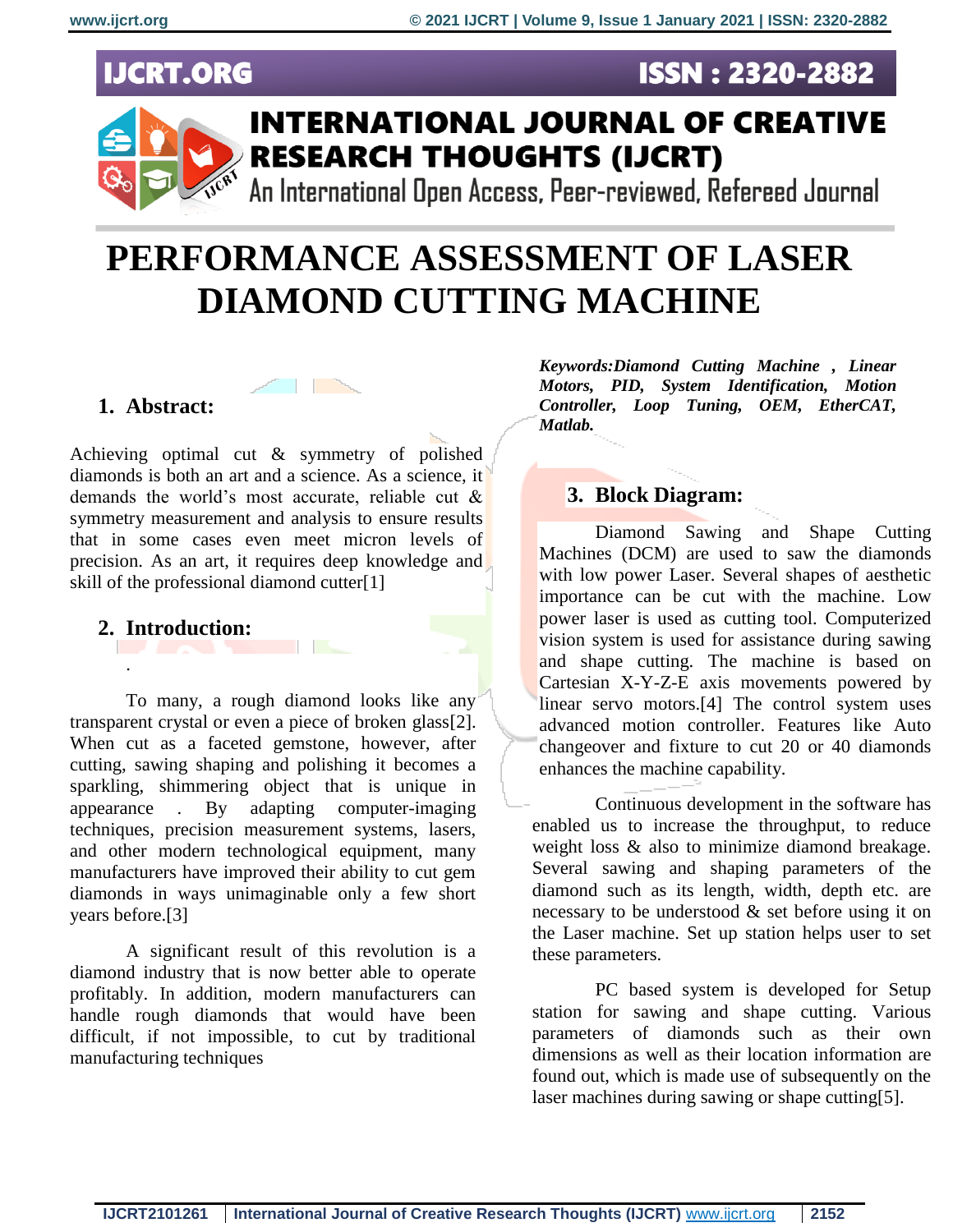# PERFORMANCE ASSESSMENT OF LASER DIAMOND CUTTING MACHINE

## 1. Abstract:

Achieving optimal cut & symmetry of polished diamonds is both an art and a science. As a science, it demands the world's most accurate, reliable cut & symmetry measurement and analysis to ensure results that in some cases even meet micron levels of precision. As an art, it requires deep knowledge and skill of the professional diamond cutter[1]

## 2. Introduction:

.

To many, a rough diamond looks like any transparent crystal or even a piece of broken glass[2]. When cut as a faceted gemstone, however, after cutting, sawing shaping and polishing it becomes a sparkling, shimmering object that is unique in appearance . By adapting computer-imaging techniques, precision measurement systems, lasers, and other modern technological equipment, many manufacturers have improved their ability to cut gem diamonds in ways unimaginable only a few short years before.[3]

A significant result of this revolution is a diamond industry that is now better able to operate profitably. In addition, modern manufacturers can handle rough diamonds that would have been difficult, if not impossible, to cut by traditional manufacturing techniques

***Keywords:Diamond Cutting Machine , Linear Motors, PID, System Identification, Motion Controller, Loop Tuning, OEM, EtherCAT, Matlab.***

## 3. Block Diagram:

Diamond Sawing and Shape Cutting Machines (DCM) are used to saw the diamonds with low power Laser. Several shapes of aesthetic importance can be cut with the machine. Low power laser is used as cutting tool. Computerized vision system is used for assistance during sawing and shape cutting. The machine is based on Cartesian X-Y-Z-E axis movements powered by linear servo motors.[4] The control system uses advanced motion controller. Features like Auto changeover and fixture to cut 20 or 40 diamonds enhances the machine capability.

Continuous development in the software has enabled us to increase the throughput, to reduce weight loss & also to minimize diamond breakage. Several sawing and shaping parameters of the diamond such as its length, width, depth etc. are necessary to be understood & set before using it on the Laser machine. Set up station helps user to set these parameters.

PC based system is developed for Setup station for sawing and shape cutting. Various parameters of diamonds such as their own dimensions as well as their location information are found out, which is made use of subsequently on the laser machines during sawing or shape cutting[5].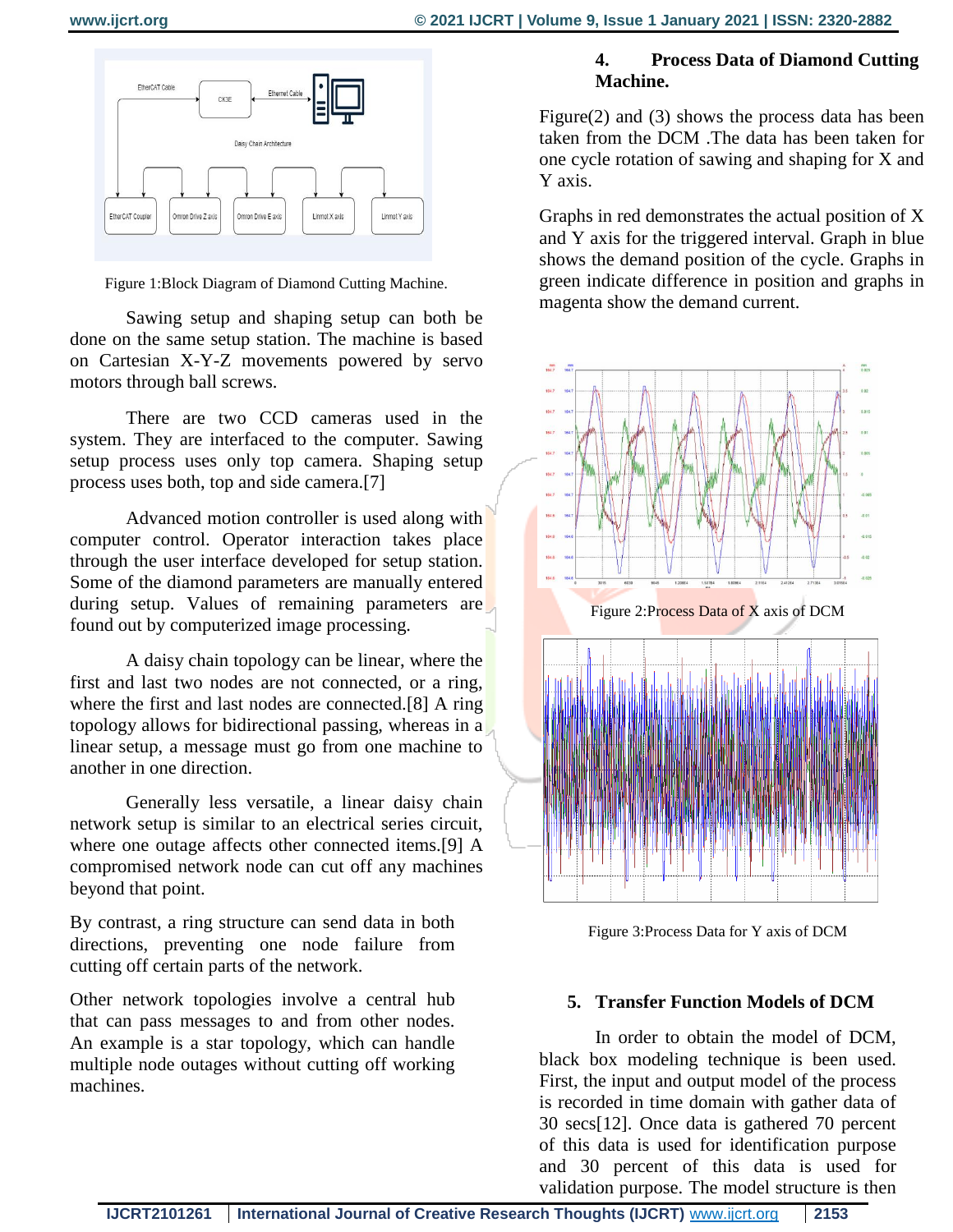Figure 1:Block Diagram of Diamond Cutting Machine.

Sawing setup and shaping setup can both be done on the same setup station. The machine is based on Cartesian X-Y-Z movements powered by servo motors through ball screws.

There are two CCD cameras used in the system. They are interfaced to the computer. Sawing setup process uses only top camera. Shaping setup process uses both, top and side camera.[7]

Advanced motion controller is used along with computer control. Operator interaction takes place through the user interface developed for setup station. Some of the diamond parameters are manually entered during setup. Values of remaining parameters are found out by computerized image processing.

A daisy chain topology can be linear, where the first and last two nodes are not connected, or a ring, where the first and last nodes are connected.[8] A ring topology allows for bidirectional passing, whereas in a linear setup, a message must go from one machine to another in one direction.

Generally less versatile, a linear daisy chain network setup is similar to an electrical series circuit, where one outage affects other connected items.[9] A compromised network node can cut off any machines beyond that point.

By contrast, a ring structure can send data in both directions, preventing one node failure from cutting off certain parts of the network.

Other network topologies involve a central hub that can pass messages to and from other nodes. An example is a star topology, which can handle multiple node outages without cutting off working machines.

## 4. Process Data of Diamond Cutting Machine.

Figure(2) and (3) shows the process data has been taken from the DCM .The data has been taken for one cycle rotation of sawing and shaping for X and Y axis.

Graphs in red demonstrates the actual position of X and Y axis for the triggered interval. Graph in blue shows the demand position of the cycle. Graphs in green indicate difference in position and graphs in magenta show the demand current.

Figure 2:Process Data of X axis of DCM

Figure 3:Process Data for Y axis of DCM

## 5. Transfer Function Models of DCM

In order to obtain the model of DCM, black box modeling technique is been used. First, the input and output model of the process is recorded in time domain with gather data of 30 secs[12]. Once data is gathered 70 percent of this data is used for identification purpose and 30 percent of this data is used for validation purpose. The model structure is then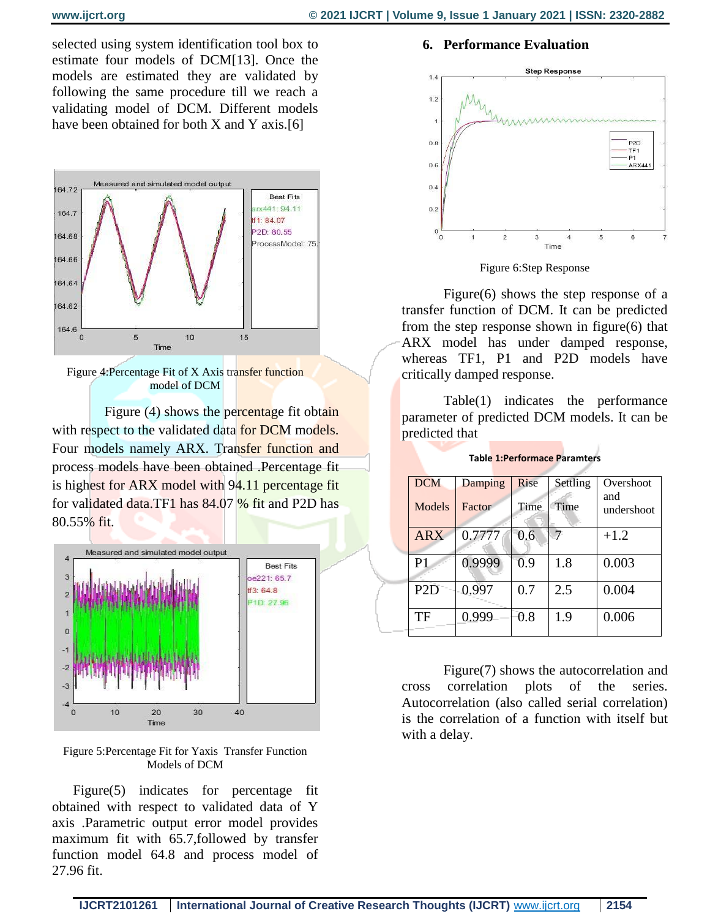selected using system identification tool box to estimate four models of DCM[13]. Once the models are estimated they are validated by following the same procedure till we reach a validating model of DCM. Different models have been obtained for both X and Y axis.[6]

Figure 4:Percentage Fit of X Axis transfer function model of DCM

Figure (4) shows the percentage fit obtain with respect to the validated data for DCM models. Four models namely ARX. Transfer function and process models have been obtained .Percentage fit is highest for ARX model with 94.11 percentage fit for validated data.TF1 has 84.07 % fit and P2D has 80.55% fit.

Figure 5:Percentage Fit for Yaxis Transfer Function Models of DCM

Figure(5) indicates for percentage fit obtained with respect to validated data of Y axis .Parametric output error model provides maximum fit with 65.7,followed by transfer function model 64.8 and process model of 27.96 fit.

## 6. Performance Evaluation

Figure 6:Step Response

Figure(6) shows the step response of a transfer function of DCM. It can be predicted from the step response shown in figure(6) that ARX model has under damped response, whereas TF1, P1 and P2D models have critically damped response.

Table(1) indicates the performance parameter of predicted DCM models. It can be predicted that

**Table 1:Performace Paramters**

| DCM Models | Damping Factor | Rise Time | Settling Time | Overshoot and undershoot |
|---|---|---|---|---|
| ARX | 0.7777 | 0.6 | 7 | +1.2 |
| P1 | 0.9999 | 0.9 | 1.8 | 0.003 |
| P2D | 0.997 | 0.7 | 2.5 | 0.004 |
| TF | 0.999 | 0.8 | 1.9 | 0.006 |

Figure(7) shows the autocorrelation and cross correlation plots of the series. Autocorrelation (also called serial correlation) is the correlation of a function with itself but with a delay.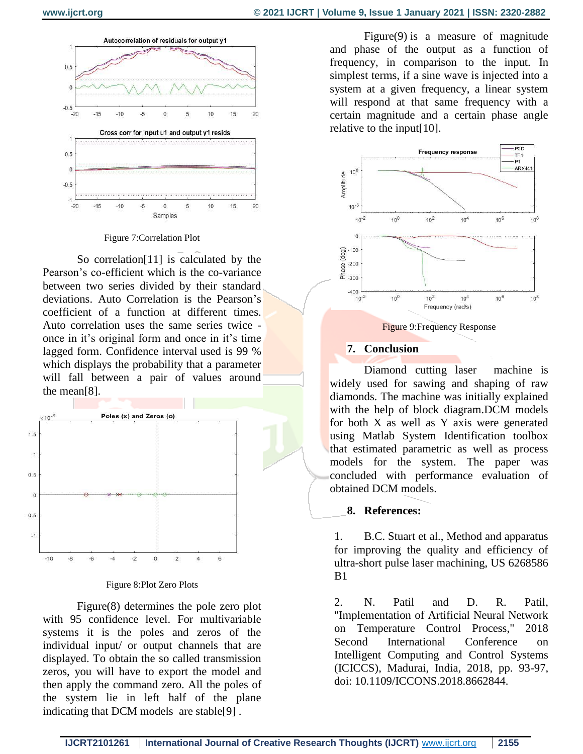Figure 7:Correlation Plot

So correlation[11] is calculated by the Pearson's co-efficient which is the co-variance between two series divided by their standard deviations. Auto Correlation is the Pearson's coefficient of a function at different times. Auto correlation uses the same series twice - once in it's original form and once in it's time lagged form. Confidence interval used is 99 % which displays the probability that a parameter will fall between a pair of values around the mean[8].

Figure 8:Plot Zero Plots

Figure(8) determines the pole zero plot with 95 confidence level. For multivariable systems it is the poles and zeros of the individual input/ or output channels that are displayed. To obtain the so called transmission zeros, you will have to export the model and then apply the command zero. All the poles of the system lie in left half of the plane indicating that DCM models are stable[9] .

Figure(9) is a measure of magnitude and phase of the output as a function of frequency, in comparison to the input. In simplest terms, if a sine wave is injected into a system at a given frequency, a linear system will respond at that same frequency with a certain magnitude and a certain phase angle relative to the input[10].

Figure 9:Frequency Response

## 7. Conclusion

Diamond cutting laser machine is widely used for sawing and shaping of raw diamonds. The machine was initially explained with the help of block diagram.DCM models for both X as well as Y axis were generated using Matlab System Identification toolbox that estimated parametric as well as process models for the system. The paper was concluded with performance evaluation of obtained DCM models.

## 8. References:

1. B.C. Stuart et al., Method and apparatus for improving the quality and efficiency of ultra-short pulse laser machining, US 6268586 B1

2. N. Patil and D. R. Patil, "Implementation of Artificial Neural Network on Temperature Control Process," 2018 Second International Conference on Intelligent Computing and Control Systems (ICICCS), Madurai, India, 2018, pp. 93-97, doi: 10.1109/ICCONS.2018.8662844.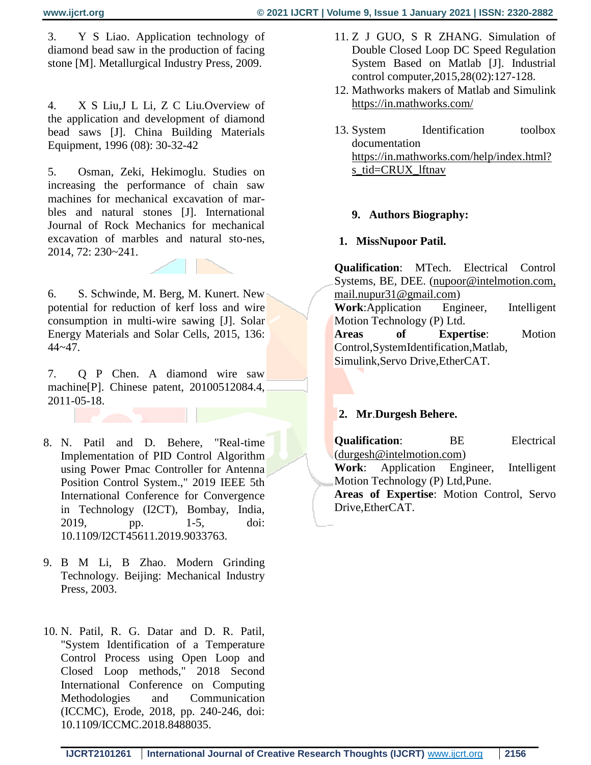3. Y S Liao. Application technology of diamond bead saw in the production of facing stone [M]. Metallurgical Industry Press, 2009.

4. X S Liu,J L Li, Z C Liu.Overview of the application and development of diamond bead saws [J]. China Building Materials Equipment, 1996 (08): 30-32-42

5. Osman, Zeki, Hekimoglu. Studies on increasing the performance of chain saw machines for mechanical excavation of mar-bles and natural stones [J]. International Journal of Rock Mechanics for mechanical excavation of marbles and natural sto-nes, 2014, 72: 230~241.

6. S. Schwinde, M. Berg, M. Kunert. New potential for reduction of kerf loss and wire consumption in multi-wire sawing [J]. Solar Energy Materials and Solar Cells, 2015, 136: 44~47.

7. Q P Chen. A diamond wire saw machine[P]. Chinese patent, 20100512084.4, 2011-05-18.

8. N. Patil and D. Behere, "Real-time Implementation of PID Control Algorithm using Power Pmac Controller for Antenna Position Control System.," 2019 IEEE 5th International Conference for Convergence in Technology (I2CT), Bombay, India, 2019, pp. 1-5, doi: 10.1109/I2CT45611.2019.9033763.

9. B M Li, B Zhao. Modern Grinding Technology. Beijing: Mechanical Industry Press, 2003.

10. N. Patil, R. G. Datar and D. R. Patil, "System Identification of a Temperature Control Process using Open Loop and Closed Loop methods," 2018 Second International Conference on Computing Methodologies and Communication (ICCMC), Erode, 2018, pp. 240-246, doi: 10.1109/ICCMC.2018.8488035.

11. Z J GUO, S R ZHANG. Simulation of Double Closed Loop DC Speed Regulation System Based on Matlab [J]. Industrial control computer,2015,28(02):127-128.

12. Mathworks makers of Matlab and Simulink https://in.mathworks.com/

13. System Identification toolbox documentation https://in.mathworks.com/help/index.html?s_tid=CRUX_lftnav

## 9. Authors Biography:

### 1. MissNupoor Patil.

**Qualification**: MTech. Electrical Control Systems, BE, DEE. (nupoor@intelmotion.com, mail.nupur31@gmail.com)
**Work**:Application Engineer, Intelligent Motion Technology (P) Ltd.
**Areas of Expertise**: Motion Control,SystemIdentification,Matlab, Simulink,Servo Drive,EtherCAT.

### 2. Mr.Durgesh Behere.

**Qualification**: BE Electrical (durgesh@intelmotion.com)
**Work**: Application Engineer, Intelligent Motion Technology (P) Ltd,Pune.
**Areas of Expertise**: Motion Control, Servo Drive,EtherCAT.